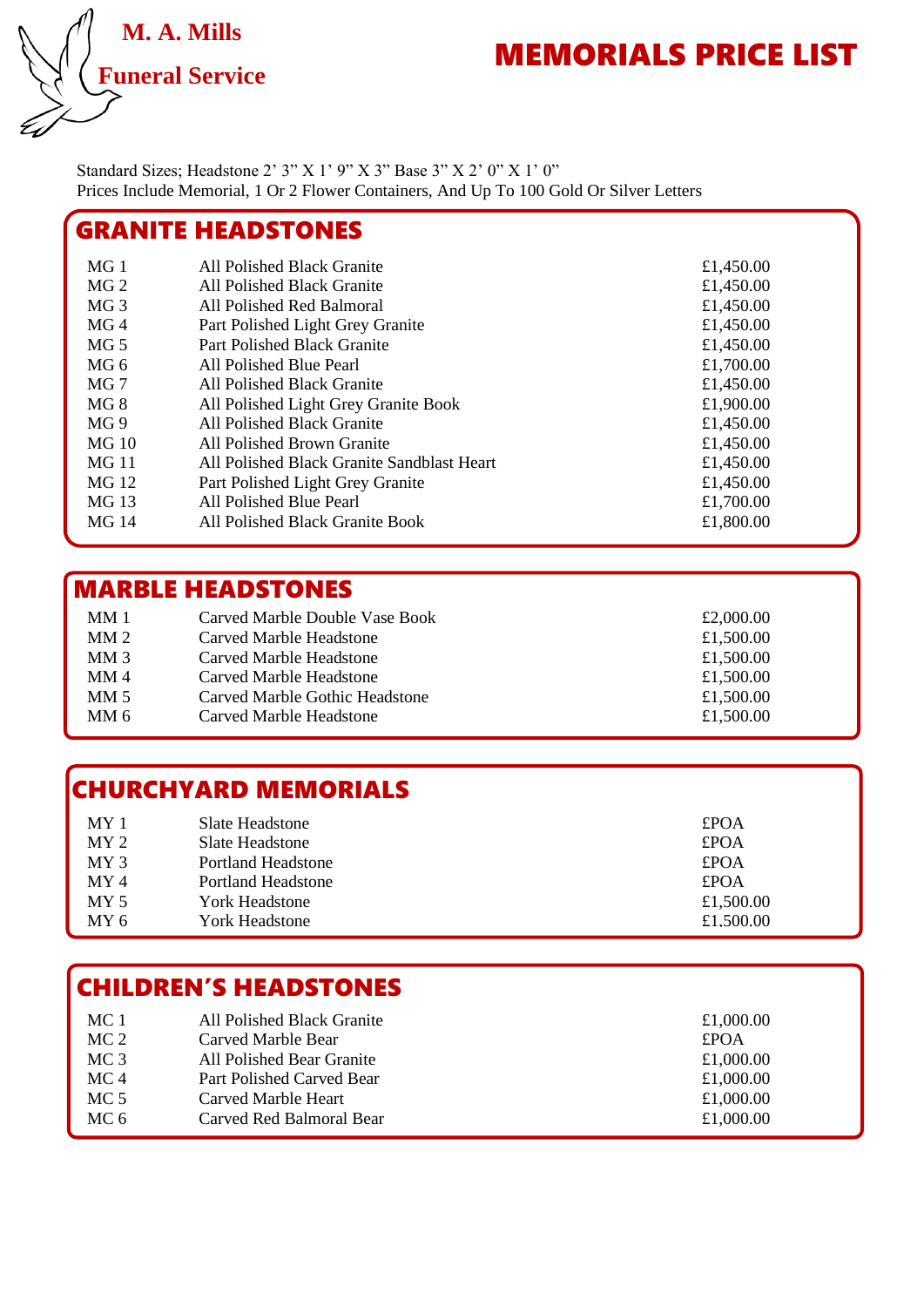M. A. Mills

Funeral Service

# MEMORIALS PRICE LIST

Standard Sizes; Headstone 2' 3" X 1' 9" X 3" Base 3" X 2' 0" X 1' 0"
Prices Include Memorial, 1 Or 2 Flower Containers, And Up To 100 Gold Or Silver Letters

## GRANITE HEADSTONES

| | | |
|---|---|---|
| MG 1 | All Polished Black Granite | £1,450.00 |
| MG 2 | All Polished Black Granite | £1,450.00 |
| MG 3 | All Polished Red Balmoral | £1,450.00 |
| MG 4 | Part Polished Light Grey Granite | £1,450.00 |
| MG 5 | Part Polished Black Granite | £1,450.00 |
| MG 6 | All Polished Blue Pearl | £1,700.00 |
| MG 7 | All Polished Black Granite | £1,450.00 |
| MG 8 | All Polished Light Grey Granite Book | £1,900.00 |
| MG 9 | All Polished Black Granite | £1,450.00 |
| MG 10 | All Polished Brown Granite | £1,450.00 |
| MG 11 | All Polished Black Granite Sandblast Heart | £1,450.00 |
| MG 12 | Part Polished Light Grey Granite | £1,450.00 |
| MG 13 | All Polished Blue Pearl | £1,700.00 |
| MG 14 | All Polished Black Granite Book | £1,800.00 |

## MARBLE HEADSTONES

| | | |
|---|---|---|
| MM 1 | Carved Marble Double Vase Book | £2,000.00 |
| MM 2 | Carved Marble Headstone | £1,500.00 |
| MM 3 | Carved Marble Headstone | £1,500.00 |
| MM 4 | Carved Marble Headstone | £1,500.00 |
| MM 5 | Carved Marble Gothic Headstone | £1,500.00 |
| MM 6 | Carved Marble Headstone | £1,500.00 |

## CHURCHYARD MEMORIALS

| | | |
|---|---|---|
| MY 1 | Slate Headstone | £POA |
| MY 2 | Slate Headstone | £POA |
| MY 3 | Portland Headstone | £POA |
| MY 4 | Portland Headstone | £POA |
| MY 5 | York Headstone | £1,500.00 |
| MY 6 | York Headstone | £1.500.00 |

## CHILDREN'S HEADSTONES

| | | |
|---|---|---|
| MC 1 | All Polished Black Granite | £1,000.00 |
| MC 2 | Carved Marble Bear | £POA |
| MC 3 | All Polished Bear Granite | £1,000.00 |
| MC 4 | Part Polished Carved Bear | £1,000.00 |
| MC 5 | Carved Marble Heart | £1,000.00 |
| MC 6 | Carved Red Balmoral Bear | £1,000.00 |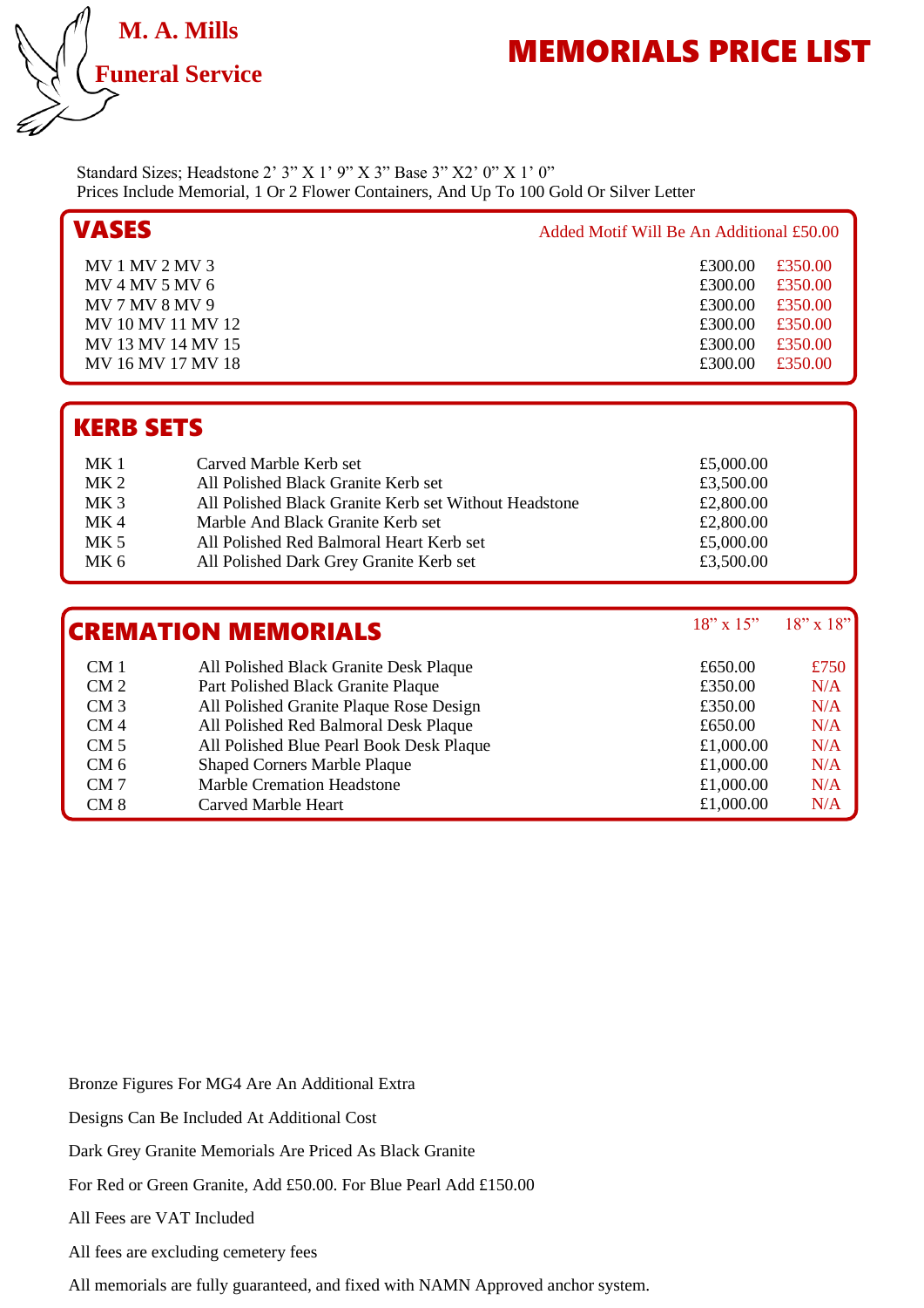# M. A. Mills Funeral Service

# MEMORIALS PRICE LIST

Standard Sizes; Headstone 2' 3" X 1' 9" X 3" Base 3" X2' 0" X 1' 0"
Prices Include Memorial, 1 Or 2 Flower Containers, And Up To 100 Gold Or Silver Letter

## VASES

Added Motif Will Be An Additional £50.00

| | | |
|---|---|---|
| MV 1 MV 2 MV 3 | £300.00 | £350.00 |
| MV 4 MV 5 MV 6 | £300.00 | £350.00 |
| MV 7 MV 8 MV 9 | £300.00 | £350.00 |
| MV 10 MV 11 MV 12 | £300.00 | £350.00 |
| MV 13 MV 14 MV 15 | £300.00 | £350.00 |
| MV 16 MV 17 MV 18 | £300.00 | £350.00 |

## KERB SETS

| | | |
|---|---|---|
| MK 1 | Carved Marble Kerb set | £5,000.00 |
| MK 2 | All Polished Black Granite Kerb set | £3,500.00 |
| MK 3 | All Polished Black Granite Kerb set Without Headstone | £2,800.00 |
| MK 4 | Marble And Black Granite Kerb set | £2,800.00 |
| MK 5 | All Polished Red Balmoral Heart Kerb set | £5,000.00 |
| MK 6 | All Polished Dark Grey Granite Kerb set | £3,500.00 |

## CREMATION MEMORIALS

| | | 18" x 15" | 18" x 18" |
|---|---|---|---|
| CM 1 | All Polished Black Granite Desk Plaque | £650.00 | £750 |
| CM 2 | Part Polished Black Granite Plaque | £350.00 | N/A |
| CM 3 | All Polished Granite Plaque Rose Design | £350.00 | N/A |
| CM 4 | All Polished Red Balmoral Desk Plaque | £650.00 | N/A |
| CM 5 | All Polished Blue Pearl Book Desk Plaque | £1,000.00 | N/A |
| CM 6 | Shaped Corners Marble Plaque | £1,000.00 | N/A |
| CM 7 | Marble Cremation Headstone | £1,000.00 | N/A |
| CM 8 | Carved Marble Heart | £1,000.00 | N/A |

Bronze Figures For MG4 Are An Additional Extra

Designs Can Be Included At Additional Cost

Dark Grey Granite Memorials Are Priced As Black Granite

For Red or Green Granite, Add £50.00. For Blue Pearl Add £150.00

All Fees are VAT Included

All fees are excluding cemetery fees

All memorials are fully guaranteed, and fixed with NAMN Approved anchor system.